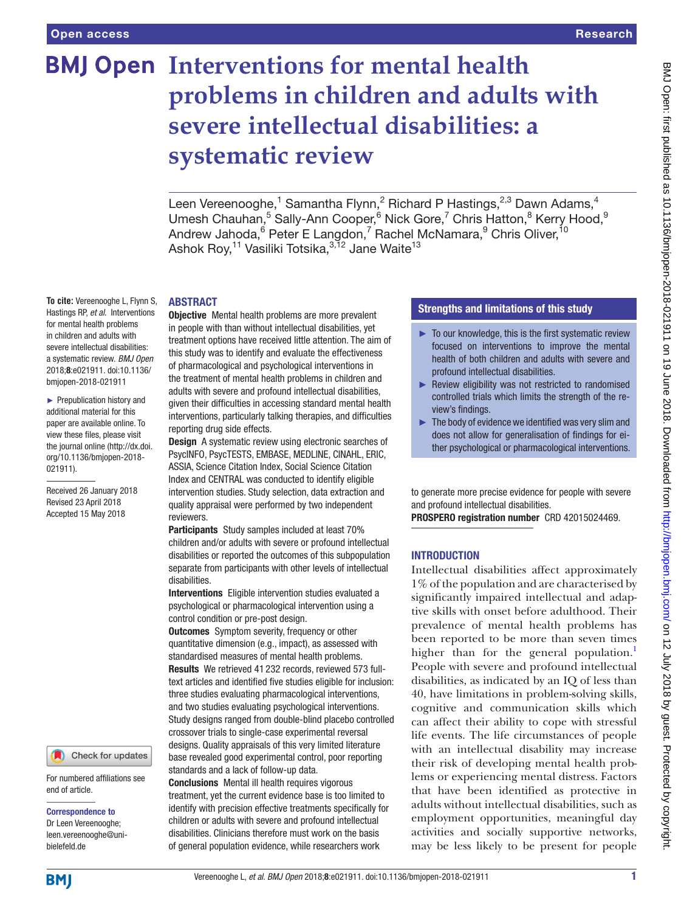Open access

Research

# Interventions for mental health problems in children and adults with severe intellectual disabilities: a systematic review

Leen Vereenooghe,[1] Samantha Flynn,[2] Richard P Hastings,[2,3] Dawn Adams,[4] Umesh Chauhan,[5] Sally-Ann Cooper,[6] Nick Gore,[7] Chris Hatton,[8] Kerry Hood,[9] Andrew Jahoda,[6] Peter E Langdon,[7] Rachel McNamara,[9] Chris Oliver,[10] Ashok Roy,[11] Vasiliki Totsika,[3,12] Jane Waite[13]

**To cite:** Vereenooghe L, Flynn S, Hastings RP, *et al.* Interventions for mental health problems in children and adults with severe intellectual disabilities: a systematic review. *BMJ Open* 2018;**8**:e021911. doi:10.1136/bmjopen-2018-021911

► Prepublication history and additional material for this paper are available online. To view these files, please visit the journal online (http://dx.doi.org/10.1136/bmjopen-2018-021911).

Received 26 January 2018
Revised 23 April 2018
Accepted 15 May 2018

For numbered affiliations see end of article.

**Correspondence to**
Dr Leen Vereenooghe; leen.vereenooghe@uni-bielefeld.de

## ABSTRACT

**Objective** Mental health problems are more prevalent in people with than without intellectual disabilities, yet treatment options have received little attention. The aim of this study was to identify and evaluate the effectiveness of pharmacological and psychological interventions in the treatment of mental health problems in children and adults with severe and profound intellectual disabilities, given their difficulties in accessing standard mental health interventions, particularly talking therapies, and difficulties reporting drug side effects.

**Design** A systematic review using electronic searches of PsycINFO, PsycTESTS, EMBASE, MEDLINE, CINAHL, ERIC, ASSIA, Science Citation Index, Social Science Citation Index and CENTRAL was conducted to identify eligible intervention studies. Study selection, data extraction and quality appraisal were performed by two independent reviewers.

**Participants** Study samples included at least 70% children and/or adults with severe or profound intellectual disabilities or reported the outcomes of this subpopulation separate from participants with other levels of intellectual disabilities.

**Interventions** Eligible intervention studies evaluated a psychological or pharmacological intervention using a control condition or pre-post design.

**Outcomes** Symptom severity, frequency or other quantitative dimension (e.g., impact), as assessed with standardised measures of mental health problems.

**Results** We retrieved 41 232 records, reviewed 573 full-text articles and identified five studies eligible for inclusion: three studies evaluating pharmacological interventions, and two studies evaluating psychological interventions. Study designs ranged from double-blind placebo controlled crossover trials to single-case experimental reversal designs. Quality appraisals of this very limited literature base revealed good experimental control, poor reporting standards and a lack of follow-up data.

**Conclusions** Mental ill health requires vigorous treatment, yet the current evidence base is too limited to identify with precision effective treatments specifically for children or adults with severe and profound intellectual disabilities. Clinicians therefore must work on the basis of general population evidence, while researchers work to generate more precise evidence for people with severe and profound intellectual disabilities.

**PROSPERO registration number** CRD 42015024469.

## Strengths and limitations of this study

- ► To our knowledge, this is the first systematic review focused on interventions to improve the mental health of both children and adults with severe and profound intellectual disabilities.
- ► Review eligibility was not restricted to randomised controlled trials which limits the strength of the review's findings.
- ► The body of evidence we identified was very slim and does not allow for generalisation of findings for either psychological or pharmacological interventions.

## INTRODUCTION

Intellectual disabilities affect approximately 1% of the population and are characterised by significantly impaired intellectual and adaptive skills with onset before adulthood. Their prevalence of mental health problems has been reported to be more than seven times higher than for the general population.[1] People with severe and profound intellectual disabilities, as indicated by an IQ of less than 40, have limitations in problem-solving skills, cognitive and communication skills which can affect their ability to cope with stressful life events. The life circumstances of people with an intellectual disability may increase their risk of developing mental health problems or experiencing mental distress. Factors that have been identified as protective in adults without intellectual disabilities, such as employment opportunities, meaningful day activities and socially supportive networks, may be less likely to be present for people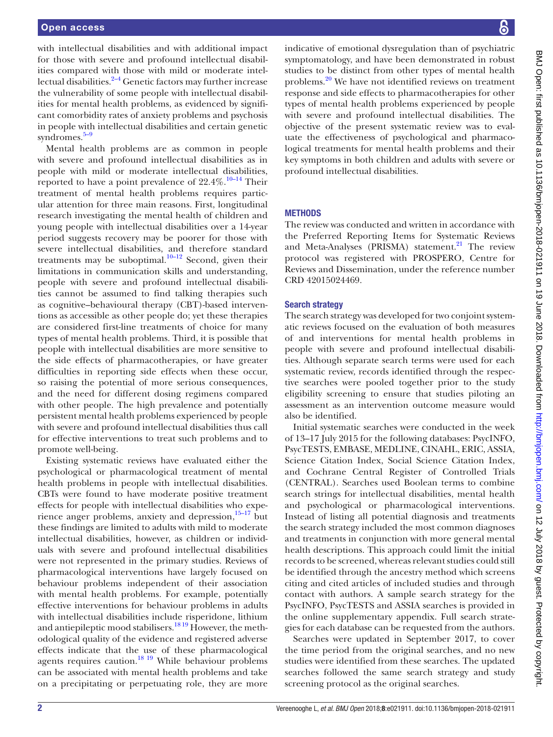with intellectual disabilities and with additional impact for those with severe and profound intellectual disabilities compared with those with mild or moderate intellectual disabilities.[2–4] Genetic factors may further increase the vulnerability of some people with intellectual disabilities for mental health problems, as evidenced by significant comorbidity rates of anxiety problems and psychosis in people with intellectual disabilities and certain genetic syndromes.[5–9]

Mental health problems are as common in people with severe and profound intellectual disabilities as in people with mild or moderate intellectual disabilities, reported to have a point prevalence of 22.4%.[10–14] Their treatment of mental health problems requires particular attention for three main reasons. First, longitudinal research investigating the mental health of children and young people with intellectual disabilities over a 14-year period suggests recovery may be poorer for those with severe intellectual disabilities, and therefore standard treatments may be suboptimal.[10–12] Second, given their limitations in communication skills and understanding, people with severe and profound intellectual disabilities cannot be assumed to find talking therapies such as cognitive–behavioural therapy (CBT)-based interventions as accessible as other people do; yet these therapies are considered first-line treatments of choice for many types of mental health problems. Third, it is possible that people with intellectual disabilities are more sensitive to the side effects of pharmacotherapies, or have greater difficulties in reporting side effects when these occur, so raising the potential of more serious consequences, and the need for different dosing regimens compared with other people. The high prevalence and potentially persistent mental health problems experienced by people with severe and profound intellectual disabilities thus call for effective interventions to treat such problems and to promote well-being.

Existing systematic reviews have evaluated either the psychological or pharmacological treatment of mental health problems in people with intellectual disabilities. CBTs were found to have moderate positive treatment effects for people with intellectual disabilities who experience anger problems, anxiety and depression,[15–17] but these findings are limited to adults with mild to moderate intellectual disabilities, however, as children or individuals with severe and profound intellectual disabilities were not represented in the primary studies. Reviews of pharmacological interventions have largely focused on behaviour problems independent of their association with mental health problems. For example, potentially effective interventions for behaviour problems in adults with intellectual disabilities include risperidone, lithium and antiepileptic mood stabilisers.[18,19] However, the methodological quality of the evidence and registered adverse effects indicate that the use of these pharmacological agents requires caution.[18,19] While behaviour problems can be associated with mental health problems and take on a precipitating or perpetuating role, they are more indicative of emotional dysregulation than of psychiatric symptomatology, and have been demonstrated in robust studies to be distinct from other types of mental health problems.[20] We have not identified reviews on treatment response and side effects to pharmacotherapies for other types of mental health problems experienced by people with severe and profound intellectual disabilities. The objective of the present systematic review was to evaluate the effectiveness of psychological and pharmacological treatments for mental health problems and their key symptoms in both children and adults with severe or profound intellectual disabilities.

## Methods

The review was conducted and written in accordance with the Preferred Reporting Items for Systematic Reviews and Meta-Analyses (PRISMA) statement.[21] The review protocol was registered with PROSPERO, Centre for Reviews and Dissemination, under the reference number CRD 42015024469.

### Search strategy

The search strategy was developed for two conjoint systematic reviews focused on the evaluation of both measures of and interventions for mental health problems in people with severe and profound intellectual disabilities. Although separate search terms were used for each systematic review, records identified through the respective searches were pooled together prior to the study eligibility screening to ensure that studies piloting an assessment as an intervention outcome measure would also be identified.

Initial systematic searches were conducted in the week of 13–17 July 2015 for the following databases: PsycINFO, PsycTESTS, EMBASE, MEDLINE, CINAHL, ERIC, ASSIA, Science Citation Index, Social Science Citation Index, and Cochrane Central Register of Controlled Trials (CENTRAL). Searches used Boolean terms to combine search strings for intellectual disabilities, mental health and psychological or pharmacological interventions. Instead of listing all potential diagnosis and treatments the search strategy included the most common diagnoses and treatments in conjunction with more general mental health descriptions. This approach could limit the initial records to be screened, whereas relevant studies could still be identified through the ancestry method which screens citing and cited articles of included studies and through contact with authors. A sample search strategy for the PsycINFO, PsycTESTS and ASSIA searches is provided in the online supplementary appendix. Full search strategies for each database can be requested from the authors.

Searches were updated in September 2017, to cover the time period from the original searches, and no new studies were identified from these searches. The updated searches followed the same search strategy and study screening protocol as the original searches.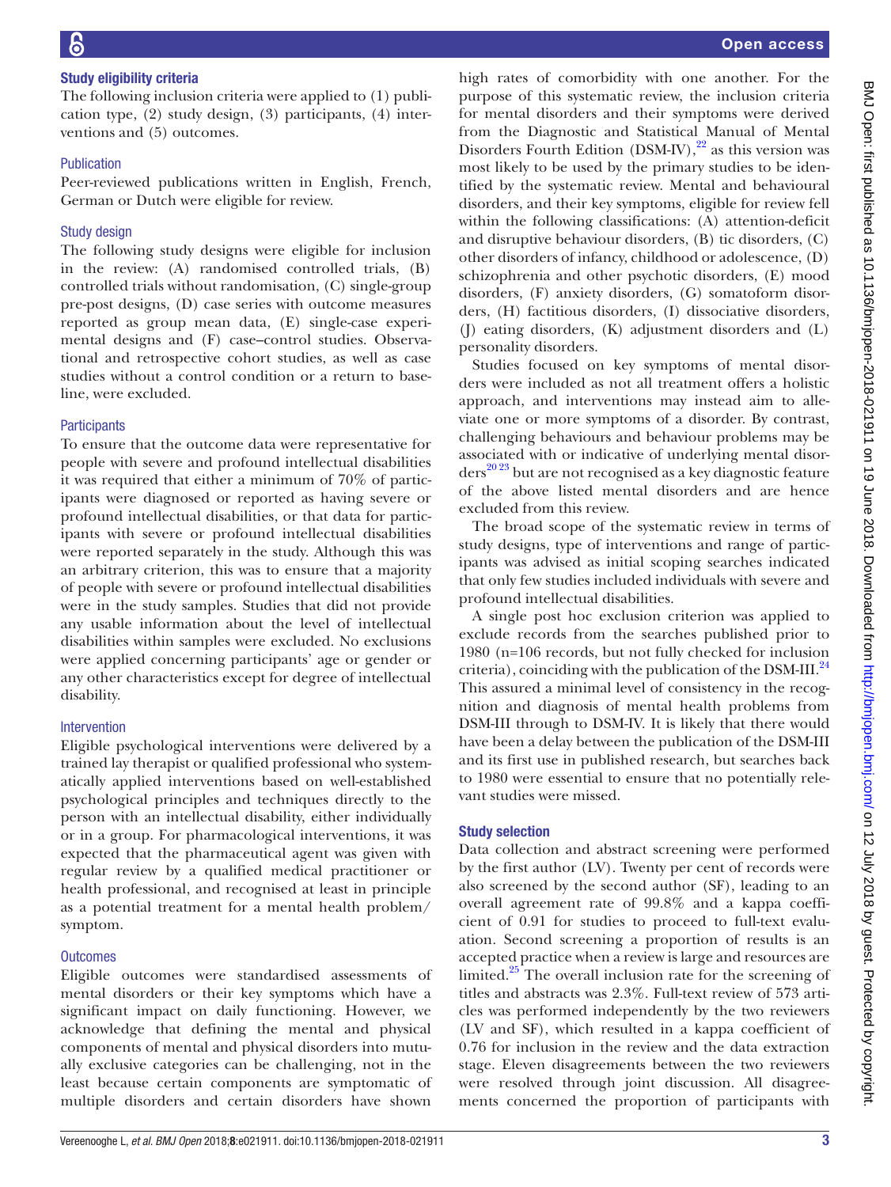### Study eligibility criteria

The following inclusion criteria were applied to (1) publication type, (2) study design, (3) participants, (4) interventions and (5) outcomes.

#### Publication

Peer-reviewed publications written in English, French, German or Dutch were eligible for review.

#### Study design

The following study designs were eligible for inclusion in the review: (A) randomised controlled trials, (B) controlled trials without randomisation, (C) single-group pre-post designs, (D) case series with outcome measures reported as group mean data, (E) single-case experimental designs and (F) case–control studies. Observational and retrospective cohort studies, as well as case studies without a control condition or a return to baseline, were excluded.

#### Participants

To ensure that the outcome data were representative for people with severe and profound intellectual disabilities it was required that either a minimum of 70% of participants were diagnosed or reported as having severe or profound intellectual disabilities, or that data for participants with severe or profound intellectual disabilities were reported separately in the study. Although this was an arbitrary criterion, this was to ensure that a majority of people with severe or profound intellectual disabilities were in the study samples. Studies that did not provide any usable information about the level of intellectual disabilities within samples were excluded. No exclusions were applied concerning participants' age or gender or any other characteristics except for degree of intellectual disability.

#### Intervention

Eligible psychological interventions were delivered by a trained lay therapist or qualified professional who systematically applied interventions based on well-established psychological principles and techniques directly to the person with an intellectual disability, either individually or in a group. For pharmacological interventions, it was expected that the pharmaceutical agent was given with regular review by a qualified medical practitioner or health professional, and recognised at least in principle as a potential treatment for a mental health problem/symptom.

#### Outcomes

Eligible outcomes were standardised assessments of mental disorders or their key symptoms which have a significant impact on daily functioning. However, we acknowledge that defining the mental and physical components of mental and physical disorders into mutually exclusive categories can be challenging, not in the least because certain components are symptomatic of multiple disorders and certain disorders have shown high rates of comorbidity with one another. For the purpose of this systematic review, the inclusion criteria for mental disorders and their symptoms were derived from the Diagnostic and Statistical Manual of Mental Disorders Fourth Edition (DSM-IV),[22] as this version was most likely to be used by the primary studies to be identified by the systematic review. Mental and behavioural disorders, and their key symptoms, eligible for review fell within the following classifications: (A) attention-deficit and disruptive behaviour disorders, (B) tic disorders, (C) other disorders of infancy, childhood or adolescence, (D) schizophrenia and other psychotic disorders, (E) mood disorders, (F) anxiety disorders, (G) somatoform disorders, (H) factitious disorders, (I) dissociative disorders, (J) eating disorders, (K) adjustment disorders and (L) personality disorders.

Studies focused on key symptoms of mental disorders were included as not all treatment offers a holistic approach, and interventions may instead aim to alleviate one or more symptoms of a disorder. By contrast, challenging behaviours and behaviour problems may be associated with or indicative of underlying mental disorders[20 23] but are not recognised as a key diagnostic feature of the above listed mental disorders and are hence excluded from this review.

The broad scope of the systematic review in terms of study designs, type of interventions and range of participants was advised as initial scoping searches indicated that only few studies included individuals with severe and profound intellectual disabilities.

A single post hoc exclusion criterion was applied to exclude records from the searches published prior to 1980 (n=106 records, but not fully checked for inclusion criteria), coinciding with the publication of the DSM-III.[24] This assured a minimal level of consistency in the recognition and diagnosis of mental health problems from DSM-III through to DSM-IV. It is likely that there would have been a delay between the publication of the DSM-III and its first use in published research, but searches back to 1980 were essential to ensure that no potentially relevant studies were missed.

### Study selection

Data collection and abstract screening were performed by the first author (LV). Twenty per cent of records were also screened by the second author (SF), leading to an overall agreement rate of 99.8% and a kappa coefficient of 0.91 for studies to proceed to full-text evaluation. Second screening a proportion of results is an accepted practice when a review is large and resources are limited.[25] The overall inclusion rate for the screening of titles and abstracts was 2.3%. Full-text review of 573 articles was performed independently by the two reviewers (LV and SF), which resulted in a kappa coefficient of 0.76 for inclusion in the review and the data extraction stage. Eleven disagreements between the two reviewers were resolved through joint discussion. All disagreements concerned the proportion of participants with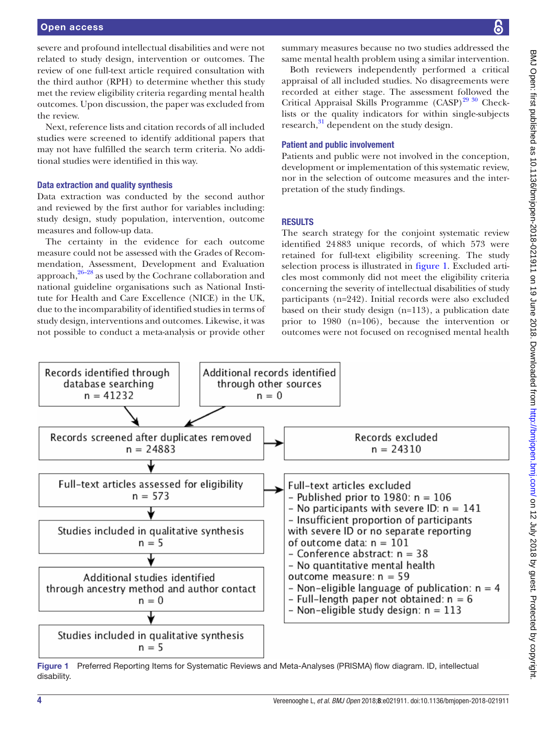severe and profound intellectual disabilities and were not related to study design, intervention or outcomes. The review of one full-text article required consultation with the third author (RPH) to determine whether this study met the review eligibility criteria regarding mental health outcomes. Upon discussion, the paper was excluded from the review.

Next, reference lists and citation records of all included studies were screened to identify additional papers that may not have fulfilled the search term criteria. No additional studies were identified in this way.

### Data extraction and quality synthesis

Data extraction was conducted by the second author and reviewed by the first author for variables including: study design, study population, intervention, outcome measures and follow-up data.

The certainty in the evidence for each outcome measure could not be assessed with the Grades of Recommendation, Assessment, Development and Evaluation approach,[26–28] as used by the Cochrane collaboration and national guideline organisations such as National Institute for Health and Care Excellence (NICE) in the UK, due to the incomparability of identified studies in terms of study design, interventions and outcomes. Likewise, it was not possible to conduct a meta-analysis or provide other summary measures because no two studies addressed the same mental health problem using a similar intervention.

Both reviewers independently performed a critical appraisal of all included studies. No disagreements were recorded at either stage. The assessment followed the Critical Appraisal Skills Programme (CASP)[29 30] Checklists or the quality indicators for within single-subjects research,[31] dependent on the study design.

### Patient and public involvement

Patients and public were not involved in the conception, development or implementation of this systematic review, nor in the selection of outcome measures and the interpretation of the study findings.

## RESULTS

The search strategy for the conjoint systematic review identified 24 883 unique records, of which 573 were retained for full-text eligibility screening. The study selection process is illustrated in figure 1. Excluded articles most commonly did not meet the eligibility criteria concerning the severity of intellectual disabilities of study participants (n=242). Initial records were also excluded based on their study design (n=113), a publication date prior to 1980 (n=106), because the intervention or outcomes were not focused on recognised mental health

Records identified through database searching
n = 41232

Additional records identified through other sources
n = 0

Records screened after duplicates removed
n = 24883

Records excluded
n = 24310

Full-text articles assessed for eligibility
n = 573

Full-text articles excluded
- Published prior to 1980: n = 106
- No participants with severe ID: n = 141
- Insufficient proportion of participants with severe ID or no separate reporting of outcome data: n = 101
- Conference abstract: n = 38
- No quantitative mental health outcome measure: n = 59
- Non-eligible language of publication: n = 4
- Full-length paper not obtained: n = 6
- Non-eligible study design: n = 113

Studies included in qualitative synthesis
n = 5

Additional studies identified through ancestry method and author contact
n = 0

Studies included in qualitative synthesis
n = 5

**Figure 1** Preferred Reporting Items for Systematic Reviews and Meta-Analyses (PRISMA) flow diagram. ID, intellectual disability.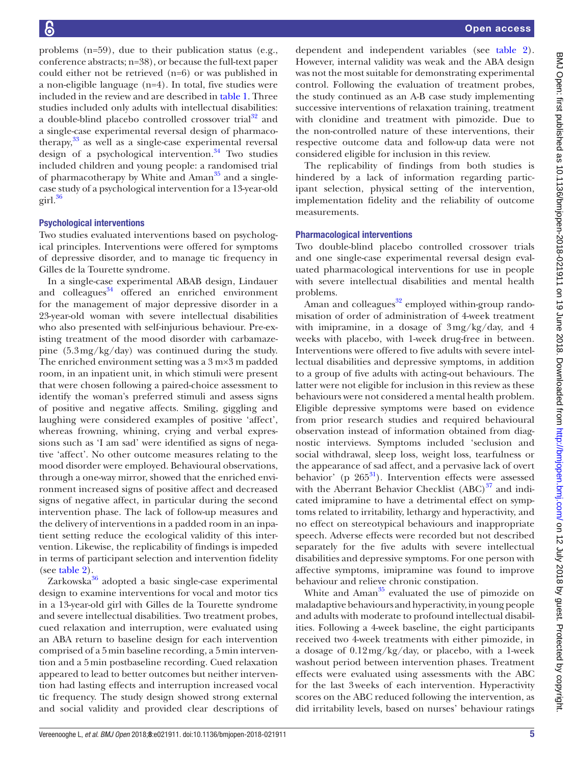problems (n=59), due to their publication status (e.g., conference abstracts; n=38), or because the full-text paper could either not be retrieved (n=6) or was published in a non-eligible language (n=4). In total, five studies were included in the review and are described in table 1. Three studies included only adults with intellectual disabilities: a double-blind placebo controlled crossover trial[32] and a single-case experimental reversal design of pharmacotherapy,[33] as well as a single-case experimental reversal design of a psychological intervention.[34] Two studies included children and young people: a randomised trial of pharmacotherapy by White and Aman[35] and a single-case study of a psychological intervention for a 13-year-old girl.[36]

### Psychological interventions

Two studies evaluated interventions based on psychological principles. Interventions were offered for symptoms of depressive disorder, and to manage tic frequency in Gilles de la Tourette syndrome.

In a single-case experimental ABAB design, Lindauer and colleagues[34] offered an enriched environment for the management of major depressive disorder in a 23-year-old woman with severe intellectual disabilities who also presented with self-injurious behaviour. Pre-existing treatment of the mood disorder with carbamazepine (5.3 mg/kg/day) was continued during the study. The enriched environment setting was a 3 m×3 m padded room, in an inpatient unit, in which stimuli were present that were chosen following a paired-choice assessment to identify the woman's preferred stimuli and assess signs of positive and negative affects. Smiling, giggling and laughing were considered examples of positive 'affect', whereas frowning, whining, crying and verbal expressions such as 'I am sad' were identified as signs of negative 'affect'. No other outcome measures relating to the mood disorder were employed. Behavioural observations, through a one-way mirror, showed that the enriched environment increased signs of positive affect and decreased signs of negative affect, in particular during the second intervention phase. The lack of follow-up measures and the delivery of interventions in a padded room in an inpatient setting reduce the ecological validity of this intervention. Likewise, the replicability of findings is impeded in terms of participant selection and intervention fidelity (see table 2).

Zarkowska[36] adopted a basic single-case experimental design to examine interventions for vocal and motor tics in a 13-year-old girl with Gilles de la Tourette syndrome and severe intellectual disabilities. Two treatment probes, cued relaxation and interruption, were evaluated using an ABA return to baseline design for each intervention comprised of a 5 min baseline recording, a 5 min intervention and a 5 min postbaseline recording. Cued relaxation appeared to lead to better outcomes but neither intervention had lasting effects and interruption increased vocal tic frequency. The study design showed strong external and social validity and provided clear descriptions of dependent and independent variables (see table 2). However, internal validity was weak and the ABA design was not the most suitable for demonstrating experimental control. Following the evaluation of treatment probes, the study continued as an A-B case study implementing successive interventions of relaxation training, treatment with clonidine and treatment with pimozide. Due to the non-controlled nature of these interventions, their respective outcome data and follow-up data were not considered eligible for inclusion in this review.

The replicability of findings from both studies is hindered by a lack of information regarding participant selection, physical setting of the intervention, implementation fidelity and the reliability of outcome measurements.

### Pharmacological interventions

Two double-blind placebo controlled crossover trials and one single-case experimental reversal design evaluated pharmacological interventions for use in people with severe intellectual disabilities and mental health problems.

Aman and colleagues[32] employed within-group randomisation of order of administration of 4-week treatment with imipramine, in a dosage of 3 mg/kg/day, and 4 weeks with placebo, with 1-week drug-free in between. Interventions were offered to five adults with severe intellectual disabilities and depressive symptoms, in addition to a group of five adults with acting-out behaviours. The latter were not eligible for inclusion in this review as these behaviours were not considered a mental health problem. Eligible depressive symptoms were based on evidence from prior research studies and required behavioural observation instead of information obtained from diagnostic interviews. Symptoms included 'seclusion and social withdrawal, sleep loss, weight loss, tearfulness or the appearance of sad affect, and a pervasive lack of overt behavior' (p 265[31]). Intervention effects were assessed with the Aberrant Behavior Checklist (ABC)[37] and indicated imipramine to have a detrimental effect on symptoms related to irritability, lethargy and hyperactivity, and no effect on stereotypical behaviours and inappropriate speech. Adverse effects were recorded but not described separately for the five adults with severe intellectual disabilities and depressive symptoms. For one person with affective symptoms, imipramine was found to improve behaviour and relieve chronic constipation.

White and Aman[35] evaluated the use of pimozide on maladaptive behaviours and hyperactivity, in young people and adults with moderate to profound intellectual disabilities. Following a 4-week baseline, the eight participants received two 4-week treatments with either pimozide, in a dosage of 0.12 mg/kg/day, or placebo, with a 1-week washout period between intervention phases. Treatment effects were evaluated using assessments with the ABC for the last 3 weeks of each intervention. Hyperactivity scores on the ABC reduced following the intervention, as did irritability levels, based on nurses' behaviour ratings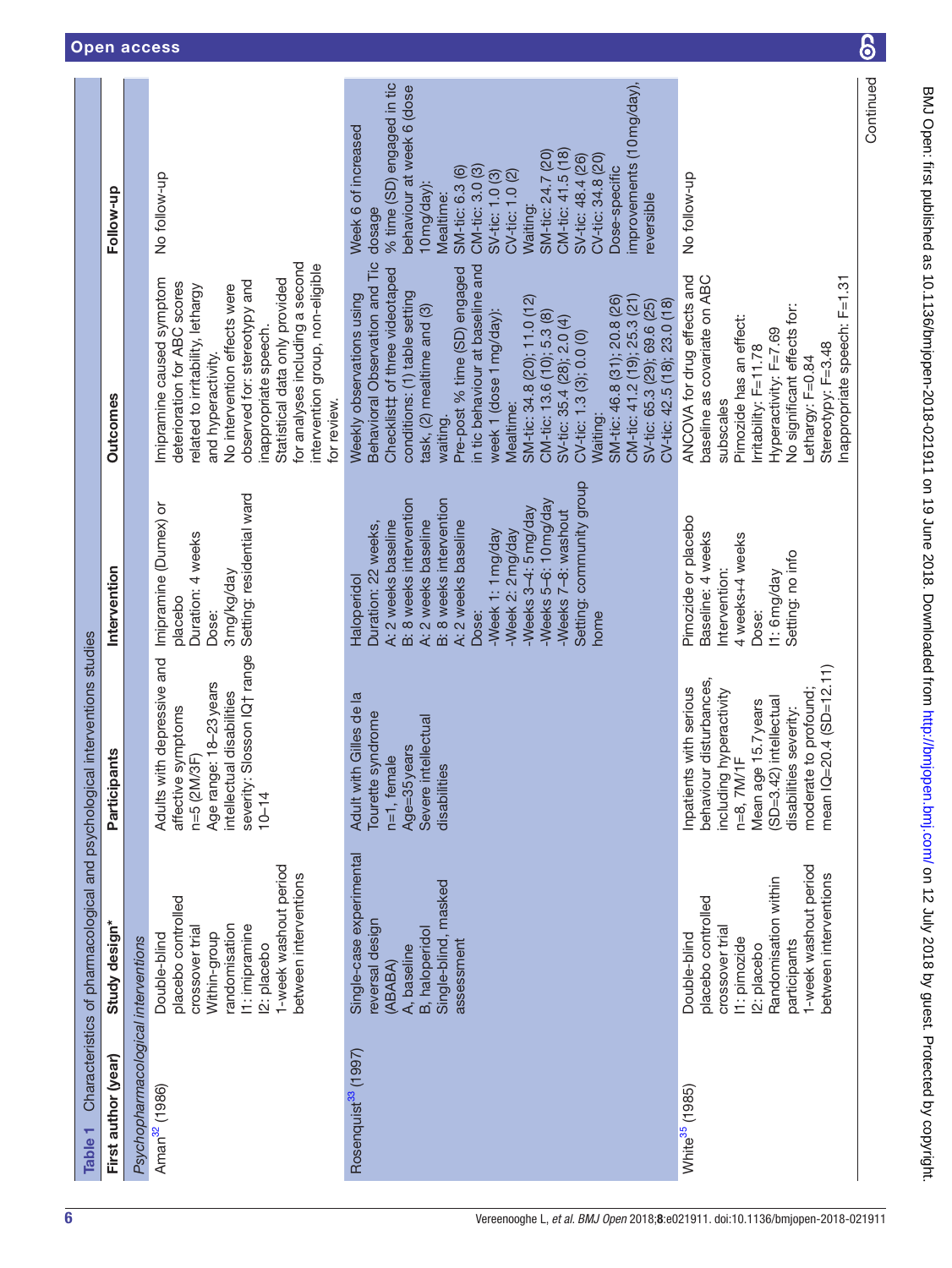**Table 1** Characteristics of pharmacological and psychological interventions studies

| First author (year) | Study design* | Participants | Intervention | Outcomes | Follow-up |
|---|---|---|---|---|---|
| *Psychopharmacological interventions* | | | | | |
| Aman[32] (1986) | Double-blind placebo controlled crossover trial<br>Within-group randomisation<br>I1: imipramine<br>I2: placebo<br>1-week washout period between interventions | Adults with depressive and affective symptoms<br>n=5 (2M/3F)<br>Age range: 18–23 years<br>intellectual disabilities severity: Slosson IQ† range 10–14 | Imipramine (Dumex) or placebo<br>Duration: 4 weeks<br>Dose:<br>3 mg/kg/day<br>Setting: residential ward | Imipramine caused symptom deterioration for ABC scores related to irritability, lethargy and hyperactivity.<br>No intervention effects were observed for: stereotypy and inappropriate speech.<br>Statistical data only provided for analyses including a second intervention group, non-eligible for review. | No follow-up |
| Rosenquist[33] (1997) | Single-case experimental reversal design (ABABA)<br>A, baseline<br>B, haloperidol<br>Single-blind, masked assessment | Adult with Gilles de la Tourette syndrome<br>n=1, female<br>Age=35 years<br>Severe intellectual disabilities | Haloperidol<br>Duration: 22 weeks,<br>A: 2 weeks baseline<br>B: 8 weeks intervention<br>A: 2 weeks baseline<br>B: 8 weeks intervention<br>A: 2 weeks baseline<br>Dose:<br>-Week 1: 1 mg/day<br>-Week 2: 2 mg/day<br>-Weeks 3–4: 5 mg/day<br>-Weeks 5–6: 10 mg/day<br>-Weeks 7–8: washout<br>Setting: community group home | Weekly observations using Behavioral Observation and Tic Checklist‡ of three videotaped conditions: (1) table setting task, (2) mealtime and (3) waiting.<br>Pre-post % time (SD) engaged in tic behaviour at baseline and week 1 (dose 1 mg/day):<br>Mealtime:<br>SM-tic: 34.8 (20); 11.0 (12)<br>CM-tic: 13.6 (10); 5.3 (8)<br>SV-tic: 35.4 (28); 2.0 (4)<br>CV-tic: 1.3 (3); 0.0 (0)<br>Waiting:<br>SM-tic: 46.8 (31); 20.8 (26)<br>CM-tic: 41.2 (19); 25.3 (21)<br>SV-tic: 65.3 (29); 69.6 (25)<br>CV-tic: 42.5 (18); 23.0 (18) | Week 6 of increased dosage<br>% time (SD) engaged in tic behaviour at week 6 (dose 10 mg/day):<br>Mealtime:<br>SM-tic: 6.3 (6)<br>CM-tic: 3.0 (3)<br>SV-tic: 1.0 (3)<br>CV-tic: 1.0 (2)<br>Waiting:<br>SM-tic: 24.7 (20)<br>CM-tic: 41.5 (18)<br>SV-tic: 48.4 (26)<br>CV-tic: 34.8 (20)<br>Dose-specific improvements (10 mg/day), reversible |
| White[35] (1985) | Double-blind placebo controlled crossover trial<br>I1: pimozide<br>I2: placebo<br>Randomisation within participants<br>1-week washout period between interventions | Inpatients with serious behaviour disturbances, including hyperactivity<br>n=8, 7M/1F<br>Mean age 15.7 years (SD=3.42) intellectual disabilities severity: moderate to profound; mean IQ=20.4 (SD=12.11) | Pimozide or placebo<br>Baseline: 4 weeks<br>Intervention:<br>4 weeks+4 weeks<br>Dose:<br>I1: 6 mg/day<br>Setting: no info | ANCOVA for drug effects and baseline as covariate on ABC subscales<br>Pimozide has an effect:<br>Irritability: F=11.78<br>Hyperactivity: F=7.69<br>No significant effects for:<br>Lethargy: F=0.84<br>Stereotypy: F=3.48<br>Inappropriate speech: F=1.31 | No follow-up |

Continued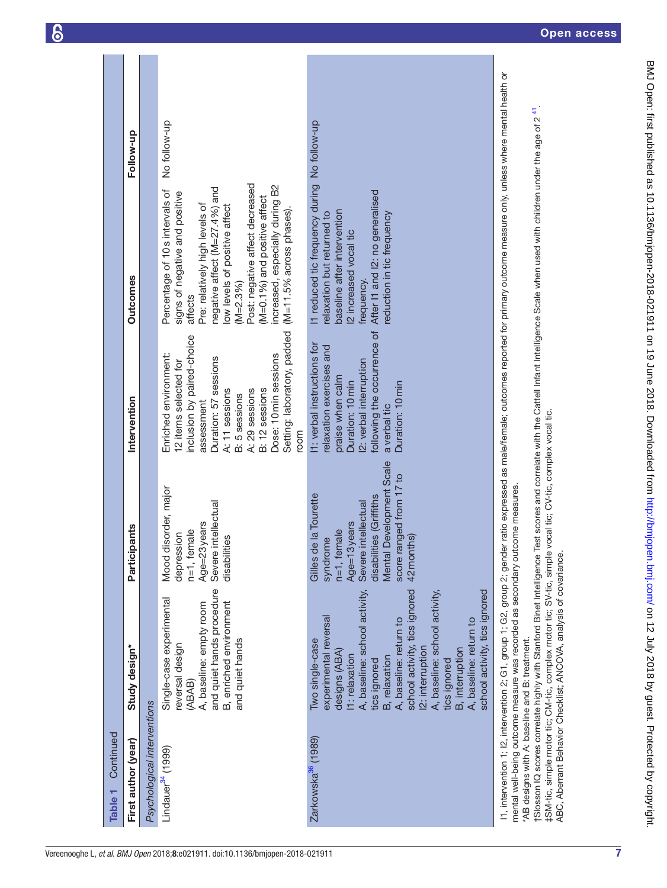**Table 1** Continued

| First author (year) | Study design* | Participants | Intervention | Outcomes | Follow-up |
|---|---|---|---|---|---|
| *Psychological interventions* | | | | | |
| Lindauer[34] (1999) | Single-case experimental reversal design (ABAB)<br>A, baseline: empty room and quiet hands procedure<br>B, enriched environment and quiet hands | Mood disorder, major depression<br>n=1, female<br>Age=23 years<br>Severe intellectual disabilities | Enriched environment: 12 items selected for inclusion by paired-choice assessment<br>Duration: 57 sessions<br>A: 11 sessions<br>B: 5 sessions<br>A: 29 sessions<br>B: 12 sessions<br>Dose: 10 min sessions<br>Setting: laboratory, padded room | Percentage of 10 s intervals of signs of negative and positive affects<br>Pre: relatively high levels of negative affect (M=27.4%) and low levels of positive affect (M=2.3%)<br>Post: negative affect decreased (M=0.1%) and positive affect increased, especially during B2 (M=11.5% across phases). | No follow-up |
| Zarkowska[36] (1989) | Two single-case experimental reversal designs (ABA)<br>I1: relaxation<br>A, baseline: school activity, tics ignored<br>B, relaxation<br>A, baseline: return to school activity, tics ignored<br>I2: interruption<br>A, baseline: school activity, tics ignored<br>B, interruption<br>A, baseline: return to school activity, tics ignored | Gilles de la Tourette syndrome<br>n=1, female<br>Age=13 years<br>Severe intellectual disabilities (Griffiths Mental Development Scale score ranged from 17 to 42 months) | I1: verbal instructions for relaxation exercises and praise when calm<br>Duration: 10 min<br>I2: verbal interruption following the occurrence of a verbal tic<br>Duration: 10 min | I1 reduced tic frequency during relaxation but returned to baseline after intervention<br>I2 increased vocal tic frequency.<br>After I1 and I2: no generalised reduction in tic frequency | No follow-up |

I1, intervention 1; I2, intervention 2; G1, group 1; G2, group 2; gender ratio expressed as male/female; outcomes reported for primary outcome measure only, unless where mental health or mental well-being outcome measure was recorded as secondary outcome measures.
*AB designs with A: baseline and B: treatment.
†Slosson IQ scores correlate highly with Stanford Binet Intelligence Test scores and correlate with the Cattell Infant Intelligence Scale when used with children under the age of 2[41].
‡SM-tic, simple motor tic; CM-tic, complex motor tic; SV-tic, simple vocal tic; CV-tic, complex vocal tic.
ABC, Aberrant Behavior Checklist; ANCOVA, analysis of covariance.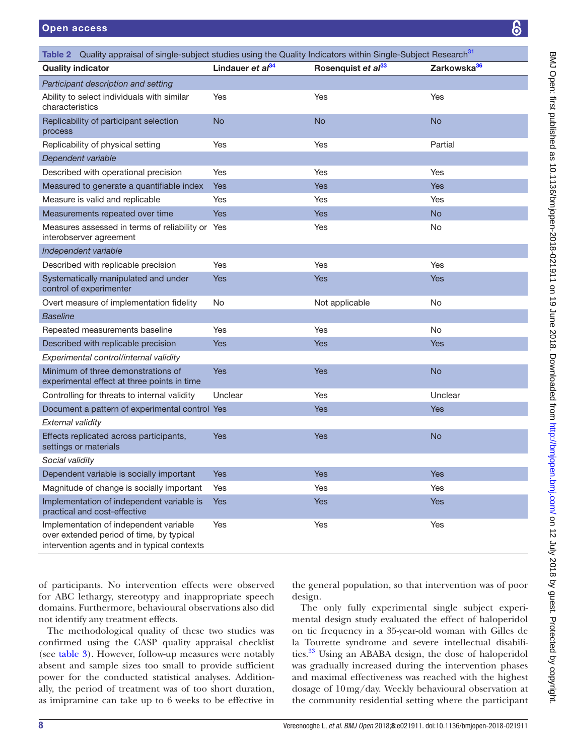Table 2 Quality appraisal of single-subject studies using the Quality Indicators within Single-Subject Research[31]

| Quality indicator | Lindauer *et al*[34] | Rosenquist *et al*[33] | Zarkowska[36] |
|---|---|---|---|
| *Participant description and setting* | | | |
| Ability to select individuals with similar characteristics | Yes | Yes | Yes |
| Replicability of participant selection process | No | No | No |
| Replicability of physical setting | Yes | Yes | Partial |
| *Dependent variable* | | | |
| Described with operational precision | Yes | Yes | Yes |
| Measured to generate a quantifiable index | Yes | Yes | Yes |
| Measure is valid and replicable | Yes | Yes | Yes |
| Measurements repeated over time | Yes | Yes | No |
| Measures assessed in terms of reliability or interobserver agreement | Yes | Yes | No |
| *Independent variable* | | | |
| Described with replicable precision | Yes | Yes | Yes |
| Systematically manipulated and under control of experimenter | Yes | Yes | Yes |
| Overt measure of implementation fidelity | No | Not applicable | No |
| *Baseline* | | | |
| Repeated measurements baseline | Yes | Yes | No |
| Described with replicable precision | Yes | Yes | Yes |
| *Experimental control/internal validity* | | | |
| Minimum of three demonstrations of experimental effect at three points in time | Yes | Yes | No |
| Controlling for threats to internal validity | Unclear | Yes | Unclear |
| Document a pattern of experimental control | Yes | Yes | Yes |
| *External validity* | | | |
| Effects replicated across participants, settings or materials | Yes | Yes | No |
| *Social validity* | | | |
| Dependent variable is socially important | Yes | Yes | Yes |
| Magnitude of change is socially important | Yes | Yes | Yes |
| Implementation of independent variable is practical and cost-effective | Yes | Yes | Yes |
| Implementation of independent variable over extended period of time, by typical intervention agents and in typical contexts | Yes | Yes | Yes |

of participants. No intervention effects were observed for ABC lethargy, stereotypy and inappropriate speech domains. Furthermore, behavioural observations also did not identify any treatment effects.

The methodological quality of these two studies was confirmed using the CASP quality appraisal checklist (see table 3). However, follow-up measures were notably absent and sample sizes too small to provide sufficient power for the conducted statistical analyses. Additionally, the period of treatment was of too short duration, as imipramine can take up to 6 weeks to be effective in the general population, so that intervention was of poor design.

The only fully experimental single subject experimental design study evaluated the effect of haloperidol on tic frequency in a 35-year-old woman with Gilles de la Tourette syndrome and severe intellectual disabilities.[33] Using an ABABA design, the dose of haloperidol was gradually increased during the intervention phases and maximal effectiveness was reached with the highest dosage of 10 mg/day. Weekly behavioural observation at the community residential setting where the participant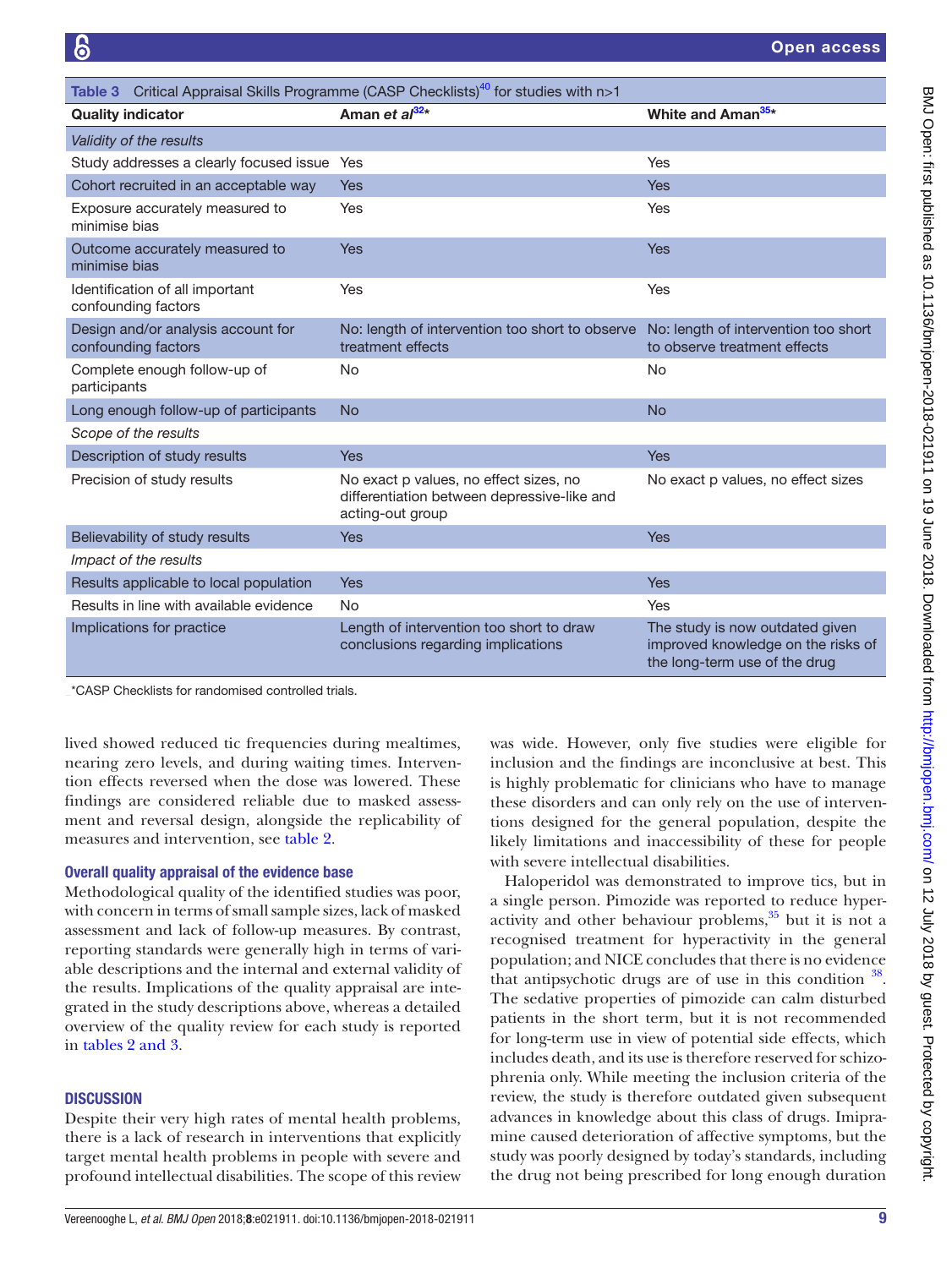**Table 3** Critical Appraisal Skills Programme (CASP Checklists)[40] for studies with n>1

| Quality indicator | Aman *et al*[32]* | White and Aman[35]* |
|---|---|---|
| *Validity of the results* | | |
| Study addresses a clearly focused issue | Yes | Yes |
| Cohort recruited in an acceptable way | Yes | Yes |
| Exposure accurately measured to minimise bias | Yes | Yes |
| Outcome accurately measured to minimise bias | Yes | Yes |
| Identification of all important confounding factors | Yes | Yes |
| Design and/or analysis account for confounding factors | No: length of intervention too short to observe treatment effects | No: length of intervention too short to observe treatment effects |
| Complete enough follow-up of participants | No | No |
| Long enough follow-up of participants | No | No |
| *Scope of the results* | | |
| Description of study results | Yes | Yes |
| Precision of study results | No exact p values, no effect sizes, no differentiation between depressive-like and acting-out group | No exact p values, no effect sizes |
| Believability of study results | Yes | Yes |
| *Impact of the results* | | |
| Results applicable to local population | Yes | Yes |
| Results in line with available evidence | No | Yes |
| Implications for practice | Length of intervention too short to draw conclusions regarding implications | The study is now outdated given improved knowledge on the risks of the long-term use of the drug |

*CASP Checklists for randomised controlled trials.

lived showed reduced tic frequencies during mealtimes, nearing zero levels, and during waiting times. Intervention effects reversed when the dose was lowered. These findings are considered reliable due to masked assessment and reversal design, alongside the replicability of measures and intervention, see table 2.

### Overall quality appraisal of the evidence base

Methodological quality of the identified studies was poor, with concern in terms of small sample sizes, lack of masked assessment and lack of follow-up measures. By contrast, reporting standards were generally high in terms of variable descriptions and the internal and external validity of the results. Implications of the quality appraisal are integrated in the study descriptions above, whereas a detailed overview of the quality review for each study is reported in tables 2 and 3.

## DISCUSSION

Despite their very high rates of mental health problems, there is a lack of research in interventions that explicitly target mental health problems in people with severe and profound intellectual disabilities. The scope of this review was wide. However, only five studies were eligible for inclusion and the findings are inconclusive at best. This is highly problematic for clinicians who have to manage these disorders and can only rely on the use of interventions designed for the general population, despite the likely limitations and inaccessibility of these for people with severe intellectual disabilities.

Haloperidol was demonstrated to improve tics, but in a single person. Pimozide was reported to reduce hyperactivity and other behaviour problems,[35] but it is not a recognised treatment for hyperactivity in the general population; and NICE concludes that there is no evidence that antipsychotic drugs are of use in this condition [38]. The sedative properties of pimozide can calm disturbed patients in the short term, but it is not recommended for long-term use in view of potential side effects, which includes death, and its use is therefore reserved for schizophrenia only. While meeting the inclusion criteria of the review, the study is therefore outdated given subsequent advances in knowledge about this class of drugs. Imipramine caused deterioration of affective symptoms, but the study was poorly designed by today's standards, including the drug not being prescribed for long enough duration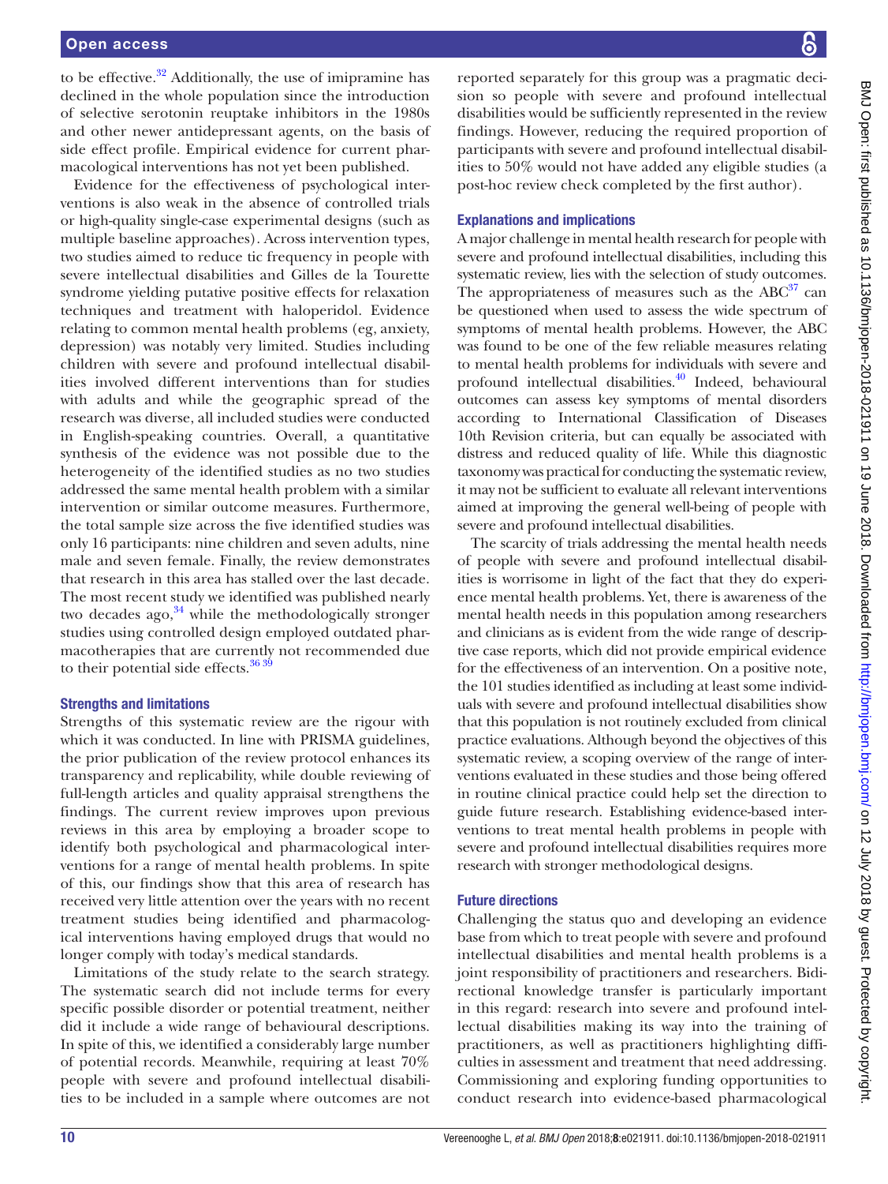to be effective.[32] Additionally, the use of imipramine has declined in the whole population since the introduction of selective serotonin reuptake inhibitors in the 1980s and other newer antidepressant agents, on the basis of side effect profile. Empirical evidence for current pharmacological interventions has not yet been published.

Evidence for the effectiveness of psychological interventions is also weak in the absence of controlled trials or high-quality single-case experimental designs (such as multiple baseline approaches). Across intervention types, two studies aimed to reduce tic frequency in people with severe intellectual disabilities and Gilles de la Tourette syndrome yielding putative positive effects for relaxation techniques and treatment with haloperidol. Evidence relating to common mental health problems (eg, anxiety, depression) was notably very limited. Studies including children with severe and profound intellectual disabilities involved different interventions than for studies with adults and while the geographic spread of the research was diverse, all included studies were conducted in English-speaking countries. Overall, a quantitative synthesis of the evidence was not possible due to the heterogeneity of the identified studies as no two studies addressed the same mental health problem with a similar intervention or similar outcome measures. Furthermore, the total sample size across the five identified studies was only 16 participants: nine children and seven adults, nine male and seven female. Finally, the review demonstrates that research in this area has stalled over the last decade. The most recent study we identified was published nearly two decades ago,[34] while the methodologically stronger studies using controlled design employed outdated pharmacotherapies that are currently not recommended due to their potential side effects.[36 39]

### Strengths and limitations

Strengths of this systematic review are the rigour with which it was conducted. In line with PRISMA guidelines, the prior publication of the review protocol enhances its transparency and replicability, while double reviewing of full-length articles and quality appraisal strengthens the findings. The current review improves upon previous reviews in this area by employing a broader scope to identify both psychological and pharmacological interventions for a range of mental health problems. In spite of this, our findings show that this area of research has received very little attention over the years with no recent treatment studies being identified and pharmacological interventions having employed drugs that would no longer comply with today's medical standards.

Limitations of the study relate to the search strategy. The systematic search did not include terms for every specific possible disorder or potential treatment, neither did it include a wide range of behavioural descriptions. In spite of this, we identified a considerably large number of potential records. Meanwhile, requiring at least 70% people with severe and profound intellectual disabilities to be included in a sample where outcomes are not reported separately for this group was a pragmatic decision so people with severe and profound intellectual disabilities would be sufficiently represented in the review findings. However, reducing the required proportion of participants with severe and profound intellectual disabilities to 50% would not have added any eligible studies (a post-hoc review check completed by the first author).

### Explanations and implications

A major challenge in mental health research for people with severe and profound intellectual disabilities, including this systematic review, lies with the selection of study outcomes. The appropriateness of measures such as the ABC[37] can be questioned when used to assess the wide spectrum of symptoms of mental health problems. However, the ABC was found to be one of the few reliable measures relating to mental health problems for individuals with severe and profound intellectual disabilities.[40] Indeed, behavioural outcomes can assess key symptoms of mental disorders according to International Classification of Diseases 10th Revision criteria, but can equally be associated with distress and reduced quality of life. While this diagnostic taxonomy was practical for conducting the systematic review, it may not be sufficient to evaluate all relevant interventions aimed at improving the general well-being of people with severe and profound intellectual disabilities.

The scarcity of trials addressing the mental health needs of people with severe and profound intellectual disabilities is worrisome in light of the fact that they do experience mental health problems. Yet, there is awareness of the mental health needs in this population among researchers and clinicians as is evident from the wide range of descriptive case reports, which did not provide empirical evidence for the effectiveness of an intervention. On a positive note, the 101 studies identified as including at least some individuals with severe and profound intellectual disabilities show that this population is not routinely excluded from clinical practice evaluations. Although beyond the objectives of this systematic review, a scoping overview of the range of interventions evaluated in these studies and those being offered in routine clinical practice could help set the direction to guide future research. Establishing evidence-based interventions to treat mental health problems in people with severe and profound intellectual disabilities requires more research with stronger methodological designs.

### Future directions

Challenging the status quo and developing an evidence base from which to treat people with severe and profound intellectual disabilities and mental health problems is a joint responsibility of practitioners and researchers. Bidirectional knowledge transfer is particularly important in this regard: research into severe and profound intellectual disabilities making its way into the training of practitioners, as well as practitioners highlighting difficulties in assessment and treatment that need addressing. Commissioning and exploring funding opportunities to conduct research into evidence-based pharmacological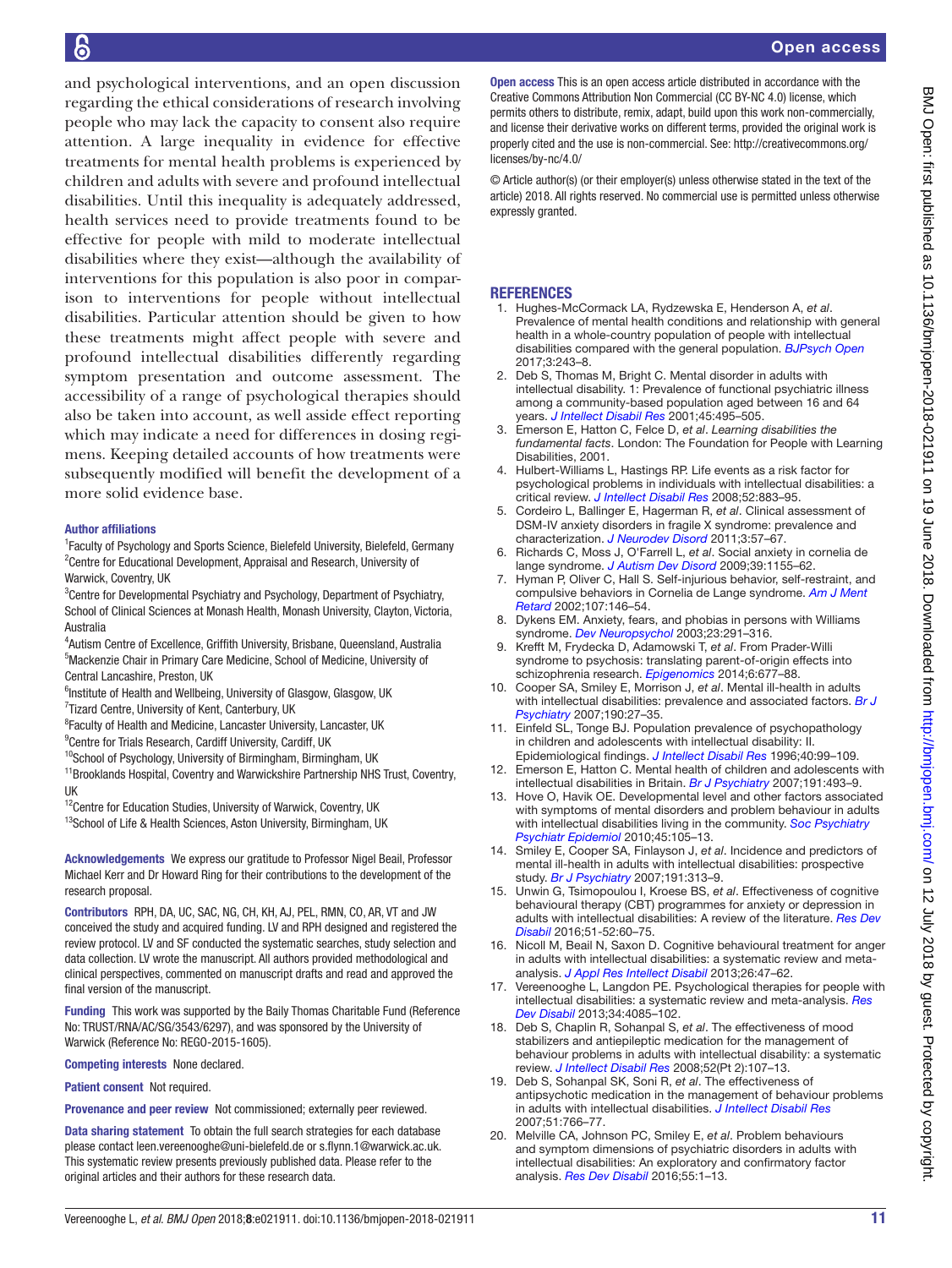and psychological interventions, and an open discussion regarding the ethical considerations of research involving people who may lack the capacity to consent also require attention. A large inequality in evidence for effective treatments for mental health problems is experienced by children and adults with severe and profound intellectual disabilities. Until this inequality is adequately addressed, health services need to provide treatments found to be effective for people with mild to moderate intellectual disabilities where they exist—although the availability of interventions for this population is also poor in comparison to interventions for people without intellectual disabilities. Particular attention should be given to how these treatments might affect people with severe and profound intellectual disabilities differently regarding symptom presentation and outcome assessment. The accessibility of a range of psychological therapies should also be taken into account, as well aside effect reporting which may indicate a need for differences in dosing regimens. Keeping detailed accounts of how treatments were subsequently modified will benefit the development of a more solid evidence base.

**Author affiliations**

[1]Faculty of Psychology and Sports Science, Bielefeld University, Bielefeld, Germany
[2]Centre for Educational Development, Appraisal and Research, University of Warwick, Coventry, UK
[3]Centre for Developmental Psychiatry and Psychology, Department of Psychiatry, School of Clinical Sciences at Monash Health, Monash University, Clayton, Victoria, Australia
[4]Autism Centre of Excellence, Griffith University, Brisbane, Queensland, Australia
[5]Mackenzie Chair in Primary Care Medicine, School of Medicine, University of Central Lancashire, Preston, UK
[6]Institute of Health and Wellbeing, University of Glasgow, Glasgow, UK
[7]Tizard Centre, University of Kent, Canterbury, UK
[8]Faculty of Health and Medicine, Lancaster University, Lancaster, UK
[9]Centre for Trials Research, Cardiff University, Cardiff, UK
[10]School of Psychology, University of Birmingham, Birmingham, UK
[11]Brooklands Hospital, Coventry and Warwickshire Partnership NHS Trust, Coventry, UK
[12]Centre for Education Studies, University of Warwick, Coventry, UK
[13]School of Life & Health Sciences, Aston University, Birmingham, UK

**Acknowledgements** We express our gratitude to Professor Nigel Beail, Professor Michael Kerr and Dr Howard Ring for their contributions to the development of the research proposal.

**Contributors** RPH, DA, UC, SAC, NG, CH, KH, AJ, PEL, RMN, CO, AR, VT and JW conceived the study and acquired funding. LV and RPH designed and registered the review protocol. LV and SF conducted the systematic searches, study selection and data collection. LV wrote the manuscript. All authors provided methodological and clinical perspectives, commented on manuscript drafts and read and approved the final version of the manuscript.

**Funding** This work was supported by the Baily Thomas Charitable Fund (Reference No: TRUST/RNA/AC/SG/3543/6297), and was sponsored by the University of Warwick (Reference No: REGO-2015-1605).

**Competing interests** None declared.

**Patient consent** Not required.

**Provenance and peer review** Not commissioned; externally peer reviewed.

**Data sharing statement** To obtain the full search strategies for each database please contact leen.vereenooghe@uni-bielefeld.de or s.flynn.1@warwick.ac.uk. This systematic review presents previously published data. Please refer to the original articles and their authors for these research data.

**Open access** This is an open access article distributed in accordance with the Creative Commons Attribution Non Commercial (CC BY-NC 4.0) license, which permits others to distribute, remix, adapt, build upon this work non-commercially, and license their derivative works on different terms, provided the original work is properly cited and the use is non-commercial. See: http://creativecommons.org/licenses/by-nc/4.0/

© Article author(s) (or their employer(s) unless otherwise stated in the text of the article) 2018. All rights reserved. No commercial use is permitted unless otherwise expressly granted.

## REFERENCES

1. Hughes-McCormack LA, Rydzewska E, Henderson A, *et al*. Prevalence of mental health conditions and relationship with general health in a whole-country population of people with intellectual disabilities compared with the general population. *BJPsych Open* 2017;3:243–8.
2. Deb S, Thomas M, Bright C. Mental disorder in adults with intellectual disability. 1: Prevalence of functional psychiatric illness among a community-based population aged between 16 and 64 years. *J Intellect Disabil Res* 2001;45:495–505.
3. Emerson E, Hatton C, Felce D, *et al*. *Learning disabilities the fundamental facts*. London: The Foundation for People with Learning Disabilities, 2001.
4. Hulbert-Williams L, Hastings RP. Life events as a risk factor for psychological problems in individuals with intellectual disabilities: a critical review. *J Intellect Disabil Res* 2008;52:883–95.
5. Cordeiro L, Ballinger E, Hagerman R, *et al*. Clinical assessment of DSM-IV anxiety disorders in fragile X syndrome: prevalence and characterization. *J Neurodev Disord* 2011;3:57–67.
6. Richards C, Moss J, O'Farrell L, *et al*. Social anxiety in cornelia de lange syndrome. *J Autism Dev Disord* 2009;39:1155–62.
7. Hyman P, Oliver C, Hall S. Self-injurious behavior, self-restraint, and compulsive behaviors in Cornelia de Lange syndrome. *Am J Ment Retard* 2002;107:146–54.
8. Dykens EM. Anxiety, fears, and phobias in persons with Williams syndrome. *Dev Neuropsychol* 2003;23:291–316.
9. Krefft M, Frydecka D, Adamowski T, *et al*. From Prader-Willi syndrome to psychosis: translating parent-of-origin effects into schizophrenia research. *Epigenomics* 2014;6:677–88.
10. Cooper SA, Smiley E, Morrison J, *et al*. Mental ill-health in adults with intellectual disabilities: prevalence and associated factors. *Br J Psychiatry* 2007;190:27–35.
11. Einfeld SL, Tonge BJ. Population prevalence of psychopathology in children and adolescents with intellectual disability: II. Epidemiological findings. *J Intellect Disabil Res* 1996;40:99–109.
12. Emerson E, Hatton C. Mental health of children and adolescents with intellectual disabilities in Britain. *Br J Psychiatry* 2007;191:493–9.
13. Hove O, Havik OE. Developmental level and other factors associated with symptoms of mental disorders and problem behaviour in adults with intellectual disabilities living in the community. *Soc Psychiatry Psychiatr Epidemiol* 2010;45:105–13.
14. Smiley E, Cooper SA, Finlayson J, *et al*. Incidence and predictors of mental ill-health in adults with intellectual disabilities: prospective study. *Br J Psychiatry* 2007;191:313–9.
15. Unwin G, Tsimopoulou I, Kroese BS, *et al*. Effectiveness of cognitive behavioural therapy (CBT) programmes for anxiety or depression in adults with intellectual disabilities: A review of the literature. *Res Dev Disabil* 2016;51-52:60–75.
16. Nicoll M, Beail N, Saxon D. Cognitive behavioural treatment for anger in adults with intellectual disabilities: a systematic review and meta-analysis. *J Appl Res Intellect Disabil* 2013;26:47–62.
17. Vereenooghe L, Langdon PE. Psychological therapies for people with intellectual disabilities: a systematic review and meta-analysis. *Res Dev Disabil* 2013;34:4085–102.
18. Deb S, Chaplin R, Sohanpal S, *et al*. The effectiveness of mood stabilizers and antiepileptic medication for the management of behaviour problems in adults with intellectual disability: a systematic review. *J Intellect Disabil Res* 2008;52(Pt 2):107–13.
19. Deb S, Sohanpal SK, Soni R, *et al*. The effectiveness of antipsychotic medication in the management of behaviour problems in adults with intellectual disabilities. *J Intellect Disabil Res* 2007;51:766–77.
20. Melville CA, Johnson PC, Smiley E, *et al*. Problem behaviours and symptom dimensions of psychiatric disorders in adults with intellectual disabilities: An exploratory and confirmatory factor analysis. *Res Dev Disabil* 2016;55:1–13.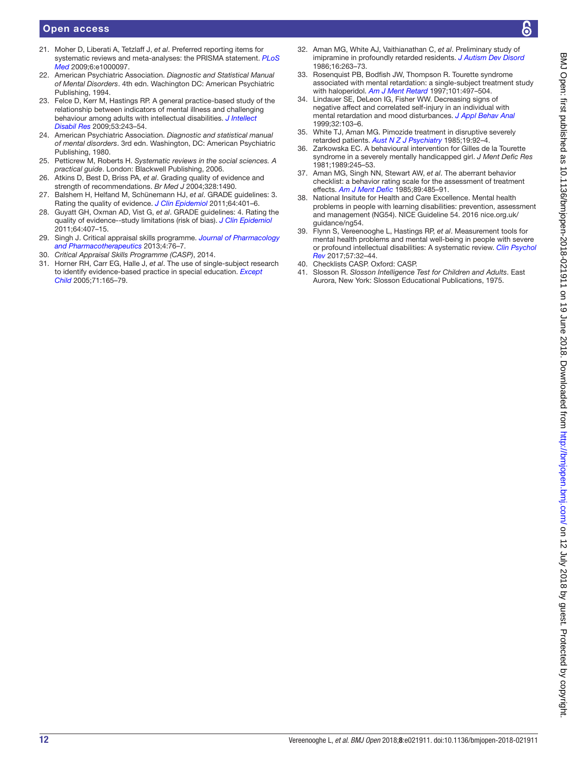21. Moher D, Liberati A, Tetzlaff J, *et al*. Preferred reporting items for systematic reviews and meta-analyses: the PRISMA statement. *PLoS Med* 2009;6:e1000097.
22. American Psychiatric Association. *Diagnostic and Statistical Manual of Mental Disorders*. 4th edn. Wachington DC: American Psychiatric Publishing, 1994.
23. Felce D, Kerr M, Hastings RP. A general practice-based study of the relationship between indicators of mental illness and challenging behaviour among adults with intellectual disabilities. *J Intellect Disabil Res* 2009;53:243–54.
24. American Psychiatric Association. *Diagnostic and statistical manual of mental disorders*. 3rd edn. Washington, DC: American Psychiatric Publishing, 1980.
25. Petticrew M, Roberts H. *Systematic reviews in the social sciences. A practical guide*. London: Blackwell Publishing, 2006.
26. Atkins D, Best D, Briss PA, *et al*. Grading quality of evidence and strength of recommendations. *Br Med J* 2004;328:1490.
27. Balshem H, Helfand M, Schünemann HJ, *et al*. GRADE guidelines: 3. Rating the quality of evidence. *J Clin Epidemiol* 2011;64:401–6.
28. Guyatt GH, Oxman AD, Vist G, *et al*. GRADE guidelines: 4. Rating the quality of evidence--study limitations (risk of bias). *J Clin Epidemiol* 2011;64:407–15.
29. Singh J. Critical appraisal skills programme. *Journal of Pharmacology and Pharmacotherapeutics* 2013;4:76–7.
30. *Critical Appraisal Skills Programme (CASP)*, 2014.
31. Horner RH, Carr EG, Halle J, *et al*. The use of single-subject research to identify evidence-based practice in special education. *Except Child* 2005;71:165–79.
32. Aman MG, White AJ, Vaithianathan C, *et al*. Preliminary study of imipramine in profoundly retarded residents. *J Autism Dev Disord* 1986;16:263–73.
33. Rosenquist PB, Bodfish JW, Thompson R. Tourette syndrome associated with mental retardation: a single-subject treatment study with haloperidol. *Am J Ment Retard* 1997;101:497–504.
34. Lindauer SE, DeLeon IG, Fisher WW. Decreasing signs of negative affect and correlated self-injury in an individual with mental retardation and mood disturbances. *J Appl Behav Anal* 1999;32:103–6.
35. White TJ, Aman MG. Pimozide treatment in disruptive severely retarded patients. *Aust N Z J Psychiatry* 1985;19:92–4.
36. Zarkowska EC. A behavioural intervention for Gilles de la Tourette syndrome in a severely mentally handicapped girl. *J Ment Defic Res* 1981;1989:245–53.
37. Aman MG, Singh NN, Stewart AW, *et al*. The aberrant behavior checklist: a behavior rating scale for the assessment of treatment effects. *Am J Ment Defic* 1985;89:485–91.
38. National Insitute for Health and Care Excellence. Mental health problems in people with learning disabilities: prevention, assessment and management (NG54). NICE Guideline 54. 2016 nice.org.uk/guidance/ng54.
39. Flynn S, Vereenooghe L, Hastings RP, *et al*. Measurement tools for mental health problems and mental well-being in people with severe or profound intellectual disabilities: A systematic review. *Clin Psychol Rev* 2017;57:32–44.
40. Checklists CASP. Oxford: CASP.
41. Slosson R. *Slosson Intelligence Test for Children and Adults*. East Aurora, New York: Slosson Educational Publications, 1975.